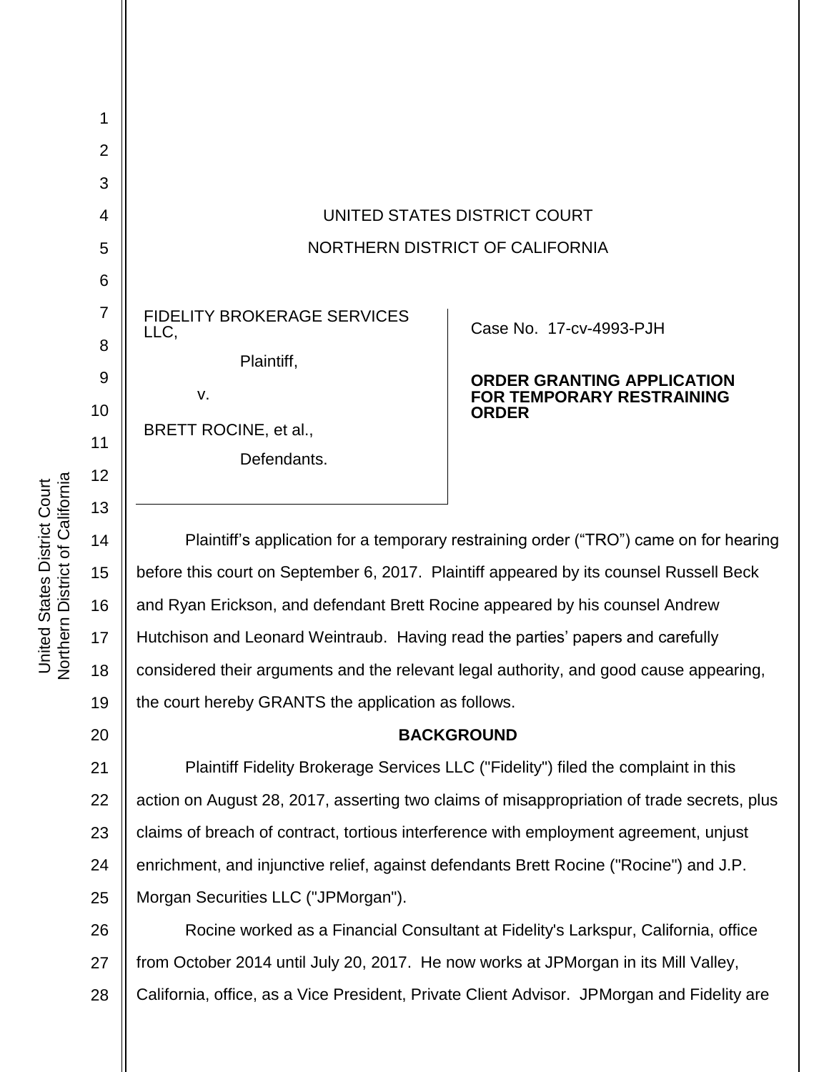UNITED STATES DISTRICT COURT

NORTHERN DISTRICT OF CALIFORNIA

| | |
|---|---|
| FIDELITY BROKERAGE SERVICES LLC,<br><br>Plaintiff,<br><br>v.<br><br>BRETT ROCINE, et al.,<br><br>Defendants. | Case No. 17-cv-4993-PJH<br><br>**ORDER GRANTING APPLICATION FOR TEMPORARY RESTRAINING ORDER** |

Plaintiff's application for a temporary restraining order ("TRO") came on for hearing before this court on September 6, 2017. Plaintiff appeared by its counsel Russell Beck and Ryan Erickson, and defendant Brett Rocine appeared by his counsel Andrew Hutchison and Leonard Weintraub. Having read the parties' papers and carefully considered their arguments and the relevant legal authority, and good cause appearing, the court hereby GRANTS the application as follows.

**BACKGROUND**

Plaintiff Fidelity Brokerage Services LLC ("Fidelity") filed the complaint in this action on August 28, 2017, asserting two claims of misappropriation of trade secrets, plus claims of breach of contract, tortious interference with employment agreement, unjust enrichment, and injunctive relief, against defendants Brett Rocine ("Rocine") and J.P. Morgan Securities LLC ("JPMorgan").

Rocine worked as a Financial Consultant at Fidelity's Larkspur, California, office from October 2014 until July 20, 2017. He now works at JPMorgan in its Mill Valley, California, office, as a Vice President, Private Client Advisor. JPMorgan and Fidelity are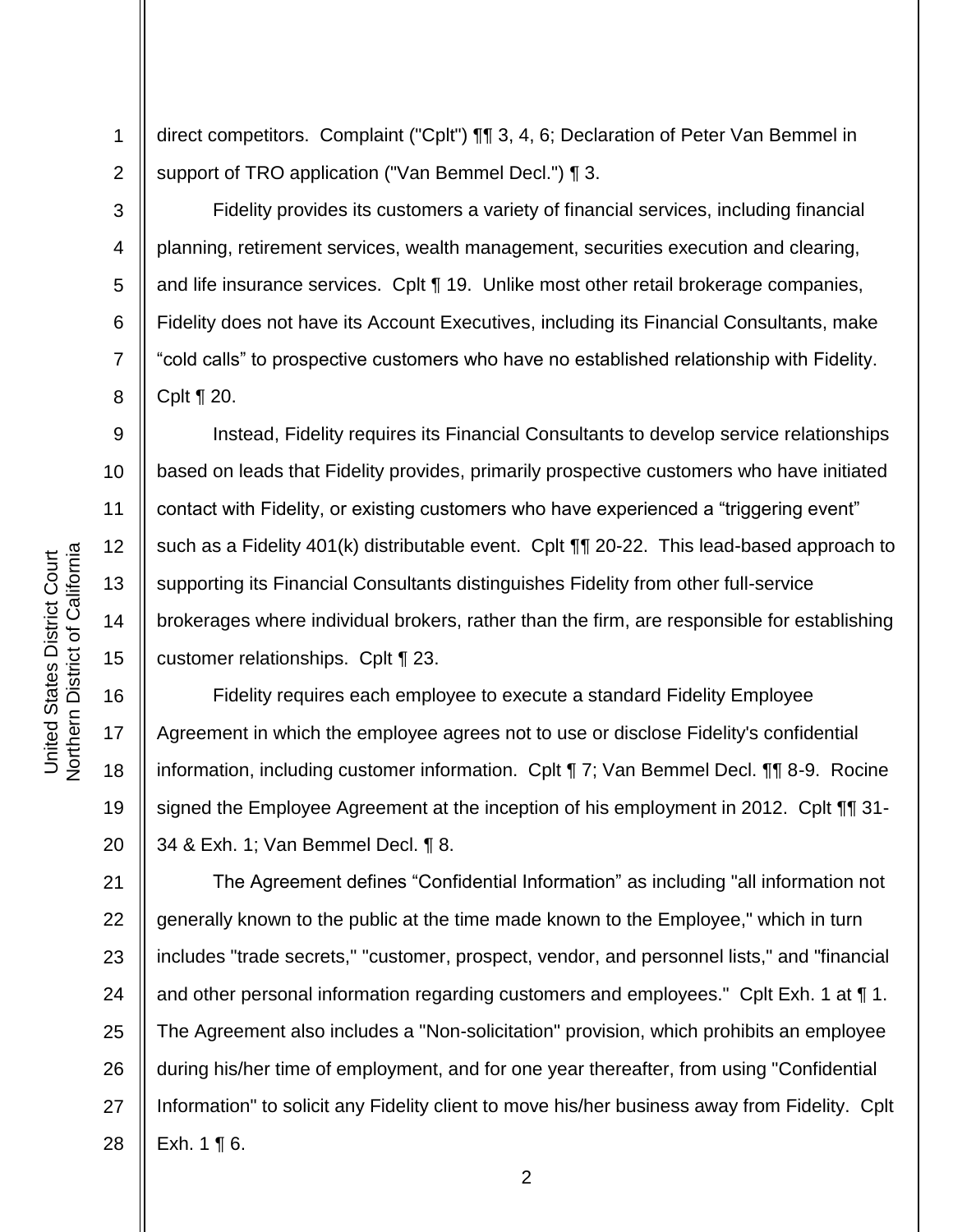direct competitors. Complaint ("Cplt") ¶¶ 3, 4, 6; Declaration of Peter Van Bemmel in support of TRO application ("Van Bemmel Decl.") ¶ 3.

Fidelity provides its customers a variety of financial services, including financial planning, retirement services, wealth management, securities execution and clearing, and life insurance services. Cplt ¶ 19. Unlike most other retail brokerage companies, Fidelity does not have its Account Executives, including its Financial Consultants, make "cold calls" to prospective customers who have no established relationship with Fidelity. Cplt ¶ 20.

Instead, Fidelity requires its Financial Consultants to develop service relationships based on leads that Fidelity provides, primarily prospective customers who have initiated contact with Fidelity, or existing customers who have experienced a "triggering event" such as a Fidelity 401(k) distributable event. Cplt ¶¶ 20-22. This lead-based approach to supporting its Financial Consultants distinguishes Fidelity from other full-service brokerages where individual brokers, rather than the firm, are responsible for establishing customer relationships. Cplt ¶ 23.

Fidelity requires each employee to execute a standard Fidelity Employee Agreement in which the employee agrees not to use or disclose Fidelity's confidential information, including customer information. Cplt ¶ 7; Van Bemmel Decl. ¶¶ 8-9. Rocine signed the Employee Agreement at the inception of his employment in 2012. Cplt ¶¶ 31-34 & Exh. 1; Van Bemmel Decl. ¶ 8.

The Agreement defines "Confidential Information" as including "all information not generally known to the public at the time made known to the Employee," which in turn includes "trade secrets," "customer, prospect, vendor, and personnel lists," and "financial and other personal information regarding customers and employees." Cplt Exh. 1 at ¶ 1. The Agreement also includes a "Non-solicitation" provision, which prohibits an employee during his/her time of employment, and for one year thereafter, from using "Confidential Information" to solicit any Fidelity client to move his/her business away from Fidelity. Cplt Exh. 1 ¶ 6.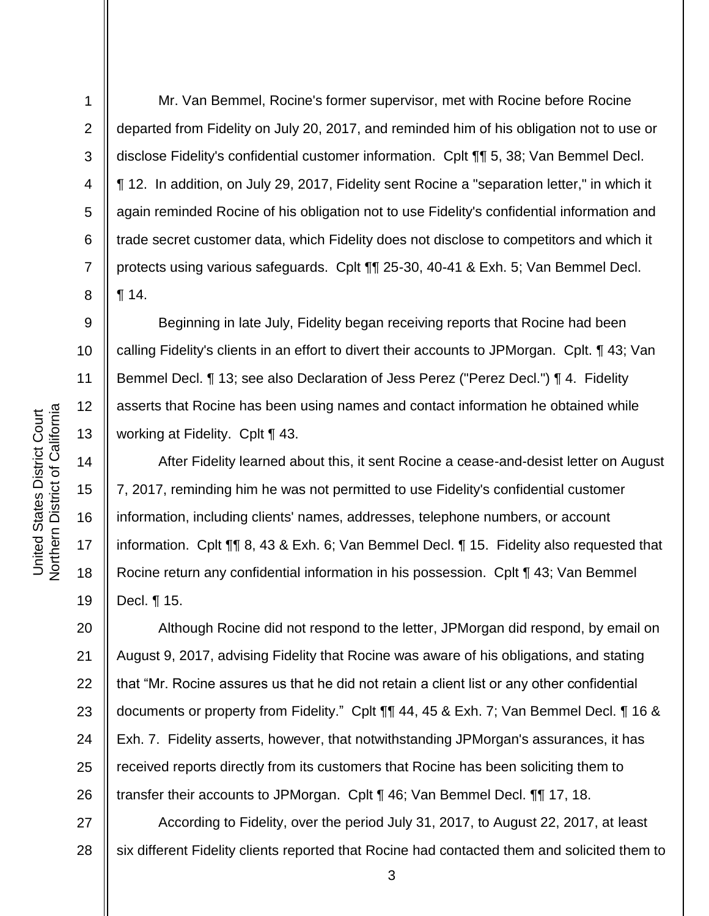Mr. Van Bemmel, Rocine's former supervisor, met with Rocine before Rocine departed from Fidelity on July 20, 2017, and reminded him of his obligation not to use or disclose Fidelity's confidential customer information. Cplt ¶¶ 5, 38; Van Bemmel Decl. ¶ 12. In addition, on July 29, 2017, Fidelity sent Rocine a "separation letter," in which it again reminded Rocine of his obligation not to use Fidelity's confidential information and trade secret customer data, which Fidelity does not disclose to competitors and which it protects using various safeguards. Cplt ¶¶ 25-30, 40-41 & Exh. 5; Van Bemmel Decl. ¶ 14.

Beginning in late July, Fidelity began receiving reports that Rocine had been calling Fidelity's clients in an effort to divert their accounts to JPMorgan. Cplt. ¶ 43; Van Bemmel Decl. ¶ 13; see also Declaration of Jess Perez ("Perez Decl.") ¶ 4. Fidelity asserts that Rocine has been using names and contact information he obtained while working at Fidelity. Cplt ¶ 43.

After Fidelity learned about this, it sent Rocine a cease-and-desist letter on August 7, 2017, reminding him he was not permitted to use Fidelity's confidential customer information, including clients' names, addresses, telephone numbers, or account information. Cplt ¶¶ 8, 43 & Exh. 6; Van Bemmel Decl. ¶ 15. Fidelity also requested that Rocine return any confidential information in his possession. Cplt ¶ 43; Van Bemmel Decl. ¶ 15.

Although Rocine did not respond to the letter, JPMorgan did respond, by email on August 9, 2017, advising Fidelity that Rocine was aware of his obligations, and stating that "Mr. Rocine assures us that he did not retain a client list or any other confidential documents or property from Fidelity." Cplt ¶¶ 44, 45 & Exh. 7; Van Bemmel Decl. ¶ 16 & Exh. 7. Fidelity asserts, however, that notwithstanding JPMorgan's assurances, it has received reports directly from its customers that Rocine has been soliciting them to transfer their accounts to JPMorgan. Cplt ¶ 46; Van Bemmel Decl. ¶¶ 17, 18.

According to Fidelity, over the period July 31, 2017, to August 22, 2017, at least six different Fidelity clients reported that Rocine had contacted them and solicited them to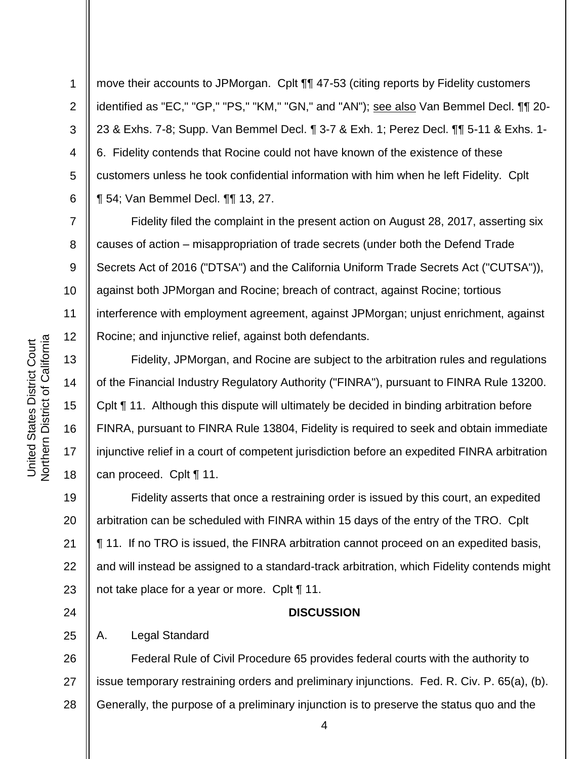move their accounts to JPMorgan. Cplt ¶¶ 47-53 (citing reports by Fidelity customers identified as "EC," "GP," "PS," "KM," "GN," and "AN"); see also Van Bemmel Decl. ¶¶ 20-23 & Exhs. 7-8; Supp. Van Bemmel Decl. ¶ 3-7 & Exh. 1; Perez Decl. ¶¶ 5-11 & Exhs. 1-6. Fidelity contends that Rocine could not have known of the existence of these customers unless he took confidential information with him when he left Fidelity. Cplt ¶ 54; Van Bemmel Decl. ¶¶ 13, 27.

Fidelity filed the complaint in the present action on August 28, 2017, asserting six causes of action – misappropriation of trade secrets (under both the Defend Trade Secrets Act of 2016 ("DTSA") and the California Uniform Trade Secrets Act ("CUTSA")), against both JPMorgan and Rocine; breach of contract, against Rocine; tortious interference with employment agreement, against JPMorgan; unjust enrichment, against Rocine; and injunctive relief, against both defendants.

Fidelity, JPMorgan, and Rocine are subject to the arbitration rules and regulations of the Financial Industry Regulatory Authority ("FINRA"), pursuant to FINRA Rule 13200. Cplt ¶ 11. Although this dispute will ultimately be decided in binding arbitration before FINRA, pursuant to FINRA Rule 13804, Fidelity is required to seek and obtain immediate injunctive relief in a court of competent jurisdiction before an expedited FINRA arbitration can proceed. Cplt ¶ 11.

Fidelity asserts that once a restraining order is issued by this court, an expedited arbitration can be scheduled with FINRA within 15 days of the entry of the TRO. Cplt ¶ 11. If no TRO is issued, the FINRA arbitration cannot proceed on an expedited basis, and will instead be assigned to a standard-track arbitration, which Fidelity contends might not take place for a year or more. Cplt ¶ 11.

## DISCUSSION

### A. Legal Standard

Federal Rule of Civil Procedure 65 provides federal courts with the authority to issue temporary restraining orders and preliminary injunctions. Fed. R. Civ. P. 65(a), (b). Generally, the purpose of a preliminary injunction is to preserve the status quo and the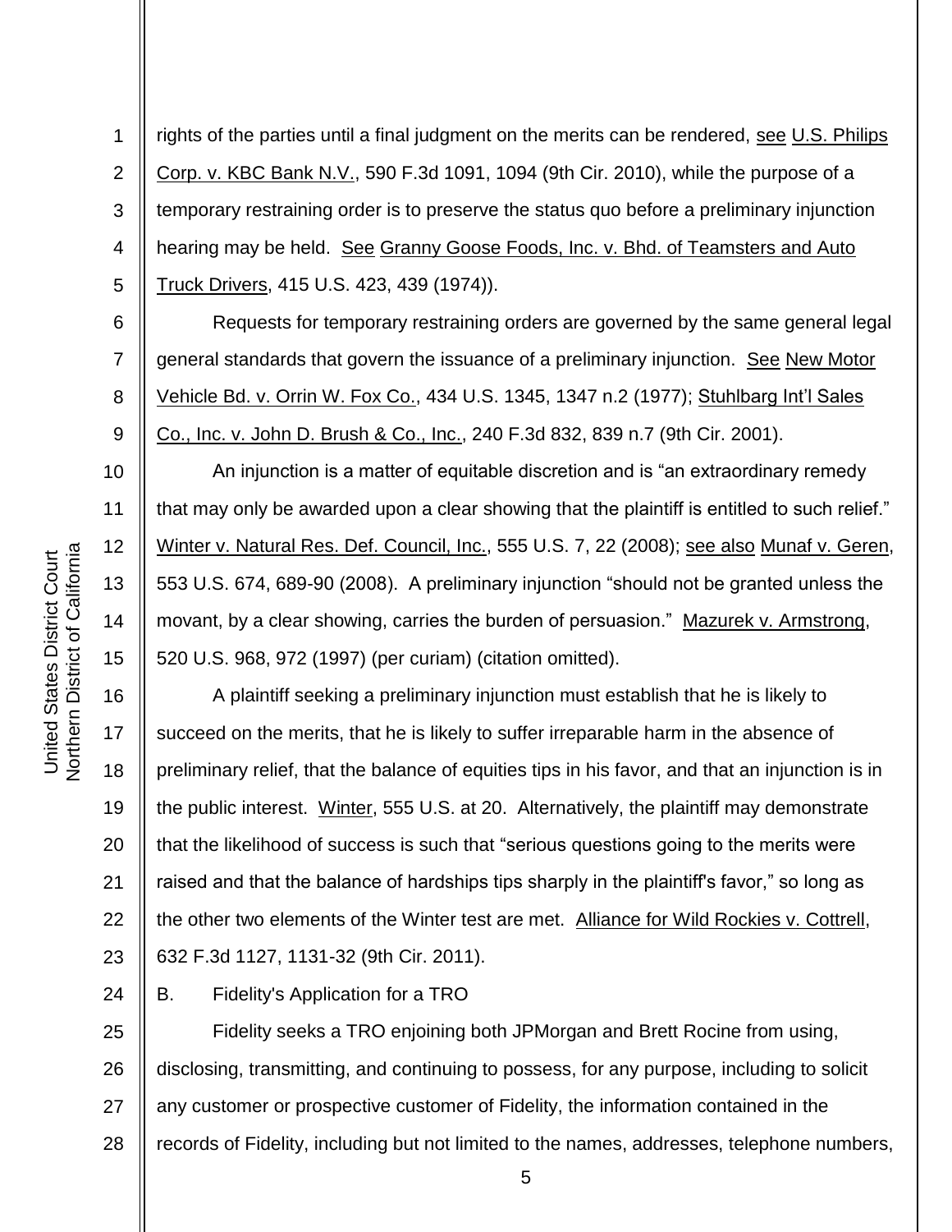rights of the parties until a final judgment on the merits can be rendered, see U.S. Philips Corp. v. KBC Bank N.V., 590 F.3d 1091, 1094 (9th Cir. 2010), while the purpose of a temporary restraining order is to preserve the status quo before a preliminary injunction hearing may be held. See Granny Goose Foods, Inc. v. Bhd. of Teamsters and Auto Truck Drivers, 415 U.S. 423, 439 (1974)).

Requests for temporary restraining orders are governed by the same general legal general standards that govern the issuance of a preliminary injunction. See New Motor Vehicle Bd. v. Orrin W. Fox Co., 434 U.S. 1345, 1347 n.2 (1977); Stuhlbarg Int'l Sales Co., Inc. v. John D. Brush & Co., Inc., 240 F.3d 832, 839 n.7 (9th Cir. 2001).

An injunction is a matter of equitable discretion and is "an extraordinary remedy that may only be awarded upon a clear showing that the plaintiff is entitled to such relief." Winter v. Natural Res. Def. Council, Inc., 555 U.S. 7, 22 (2008); see also Munaf v. Geren, 553 U.S. 674, 689-90 (2008). A preliminary injunction "should not be granted unless the movant, by a clear showing, carries the burden of persuasion." Mazurek v. Armstrong, 520 U.S. 968, 972 (1997) (per curiam) (citation omitted).

A plaintiff seeking a preliminary injunction must establish that he is likely to succeed on the merits, that he is likely to suffer irreparable harm in the absence of preliminary relief, that the balance of equities tips in his favor, and that an injunction is in the public interest. Winter, 555 U.S. at 20. Alternatively, the plaintiff may demonstrate that the likelihood of success is such that "serious questions going to the merits were raised and that the balance of hardships tips sharply in the plaintiff's favor," so long as the other two elements of the Winter test are met. Alliance for Wild Rockies v. Cottrell, 632 F.3d 1127, 1131-32 (9th Cir. 2011).

B. Fidelity's Application for a TRO

Fidelity seeks a TRO enjoining both JPMorgan and Brett Rocine from using, disclosing, transmitting, and continuing to possess, for any purpose, including to solicit any customer or prospective customer of Fidelity, the information contained in the records of Fidelity, including but not limited to the names, addresses, telephone numbers,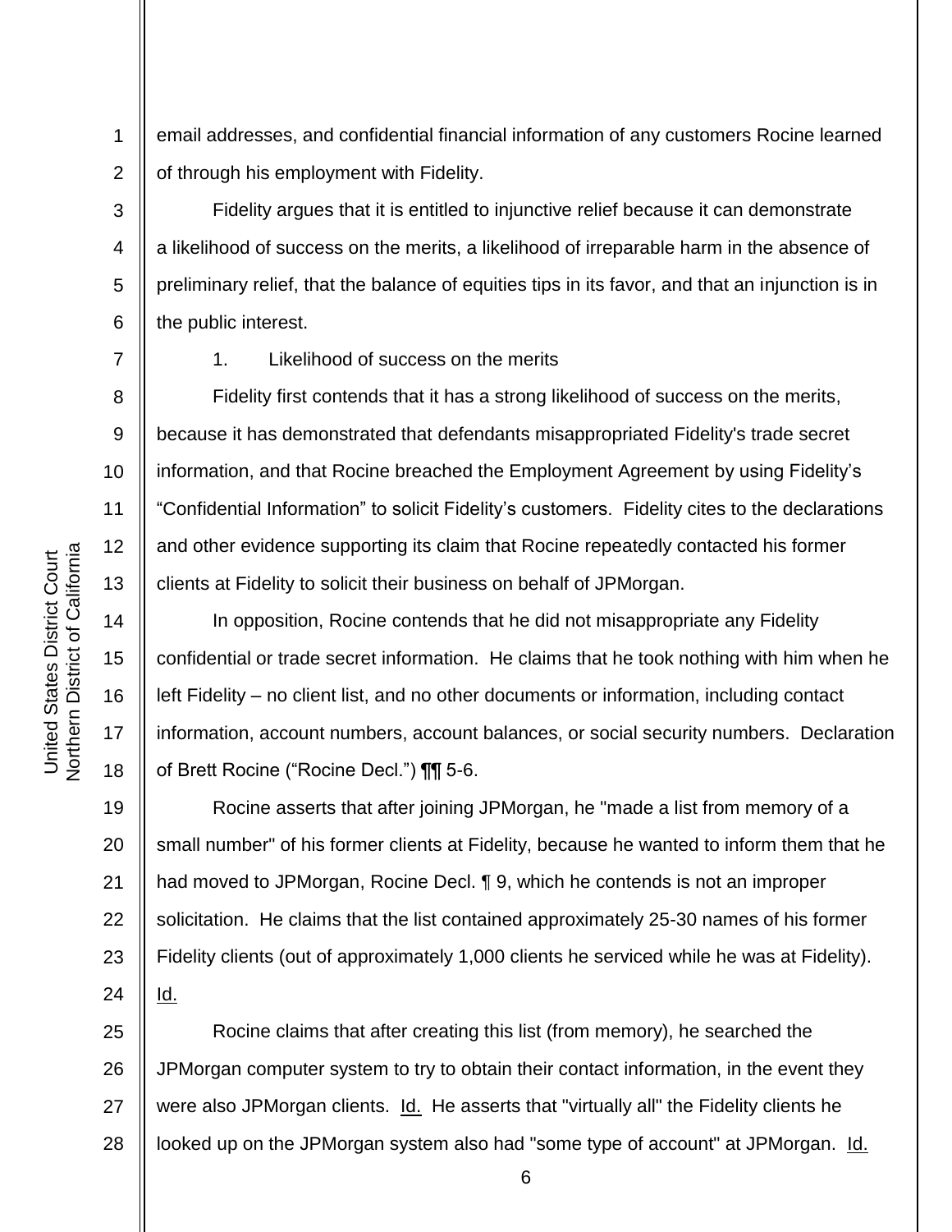email addresses, and confidential financial information of any customers Rocine learned of through his employment with Fidelity.

Fidelity argues that it is entitled to injunctive relief because it can demonstrate a likelihood of success on the merits, a likelihood of irreparable harm in the absence of preliminary relief, that the balance of equities tips in its favor, and that an injunction is in the public interest.

1. Likelihood of success on the merits

Fidelity first contends that it has a strong likelihood of success on the merits, because it has demonstrated that defendants misappropriated Fidelity's trade secret information, and that Rocine breached the Employment Agreement by using Fidelity's "Confidential Information" to solicit Fidelity's customers. Fidelity cites to the declarations and other evidence supporting its claim that Rocine repeatedly contacted his former clients at Fidelity to solicit their business on behalf of JPMorgan.

In opposition, Rocine contends that he did not misappropriate any Fidelity confidential or trade secret information. He claims that he took nothing with him when he left Fidelity – no client list, and no other documents or information, including contact information, account numbers, account balances, or social security numbers. Declaration of Brett Rocine ("Rocine Decl.") ¶¶ 5-6.

Rocine asserts that after joining JPMorgan, he "made a list from memory of a small number" of his former clients at Fidelity, because he wanted to inform them that he had moved to JPMorgan, Rocine Decl. ¶ 9, which he contends is not an improper solicitation. He claims that the list contained approximately 25-30 names of his former Fidelity clients (out of approximately 1,000 clients he serviced while he was at Fidelity). Id.

Rocine claims that after creating this list (from memory), he searched the JPMorgan computer system to try to obtain their contact information, in the event they were also JPMorgan clients. Id. He asserts that "virtually all" the Fidelity clients he looked up on the JPMorgan system also had "some type of account" at JPMorgan. Id.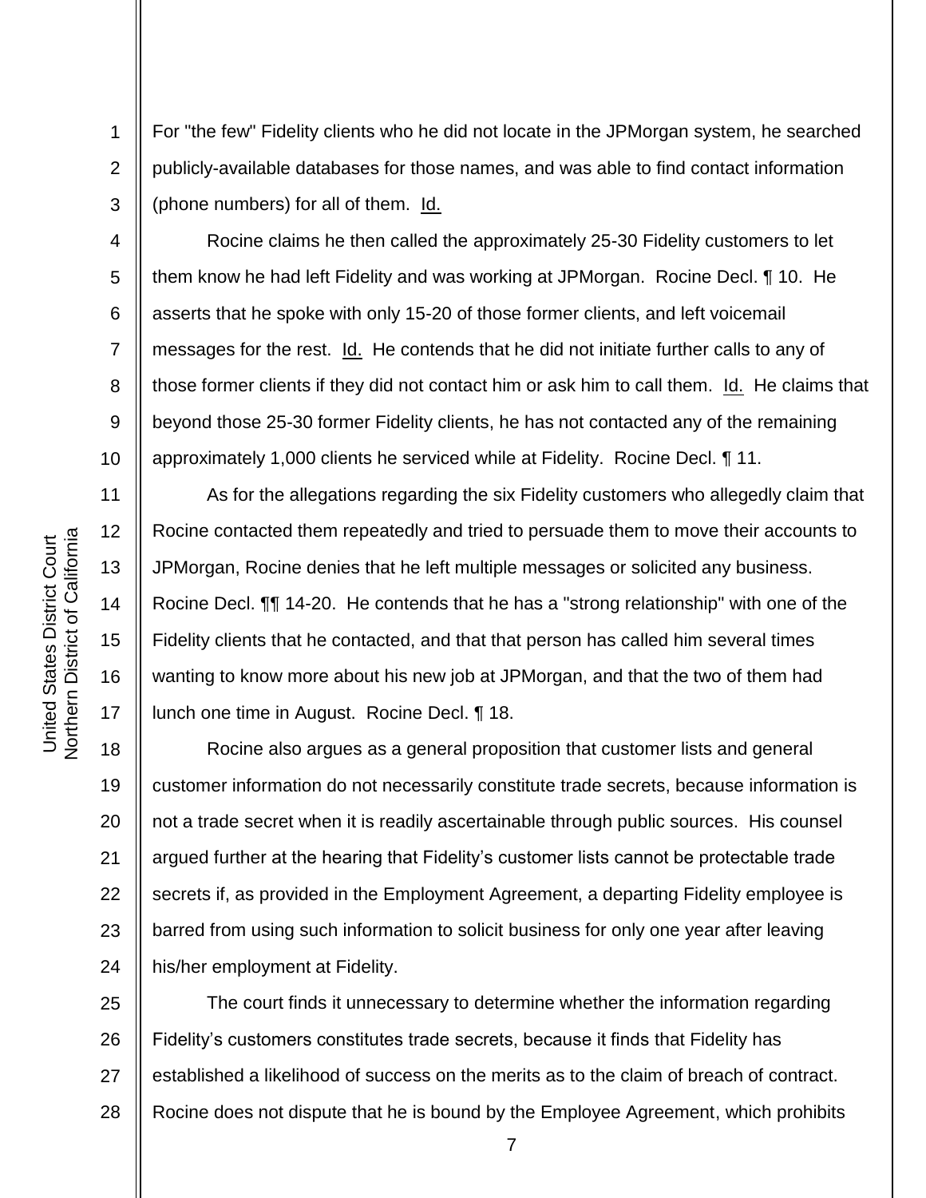For "the few" Fidelity clients who he did not locate in the JPMorgan system, he searched publicly-available databases for those names, and was able to find contact information (phone numbers) for all of them. Id.

Rocine claims he then called the approximately 25-30 Fidelity customers to let them know he had left Fidelity and was working at JPMorgan. Rocine Decl. ¶ 10. He asserts that he spoke with only 15-20 of those former clients, and left voicemail messages for the rest. Id. He contends that he did not initiate further calls to any of those former clients if they did not contact him or ask him to call them. Id. He claims that beyond those 25-30 former Fidelity clients, he has not contacted any of the remaining approximately 1,000 clients he serviced while at Fidelity. Rocine Decl. ¶ 11.

As for the allegations regarding the six Fidelity customers who allegedly claim that Rocine contacted them repeatedly and tried to persuade them to move their accounts to JPMorgan, Rocine denies that he left multiple messages or solicited any business. Rocine Decl. ¶¶ 14-20. He contends that he has a "strong relationship" with one of the Fidelity clients that he contacted, and that that person has called him several times wanting to know more about his new job at JPMorgan, and that the two of them had lunch one time in August. Rocine Decl. ¶ 18.

Rocine also argues as a general proposition that customer lists and general customer information do not necessarily constitute trade secrets, because information is not a trade secret when it is readily ascertainable through public sources. His counsel argued further at the hearing that Fidelity's customer lists cannot be protectable trade secrets if, as provided in the Employment Agreement, a departing Fidelity employee is barred from using such information to solicit business for only one year after leaving his/her employment at Fidelity.

The court finds it unnecessary to determine whether the information regarding Fidelity's customers constitutes trade secrets, because it finds that Fidelity has established a likelihood of success on the merits as to the claim of breach of contract. Rocine does not dispute that he is bound by the Employee Agreement, which prohibits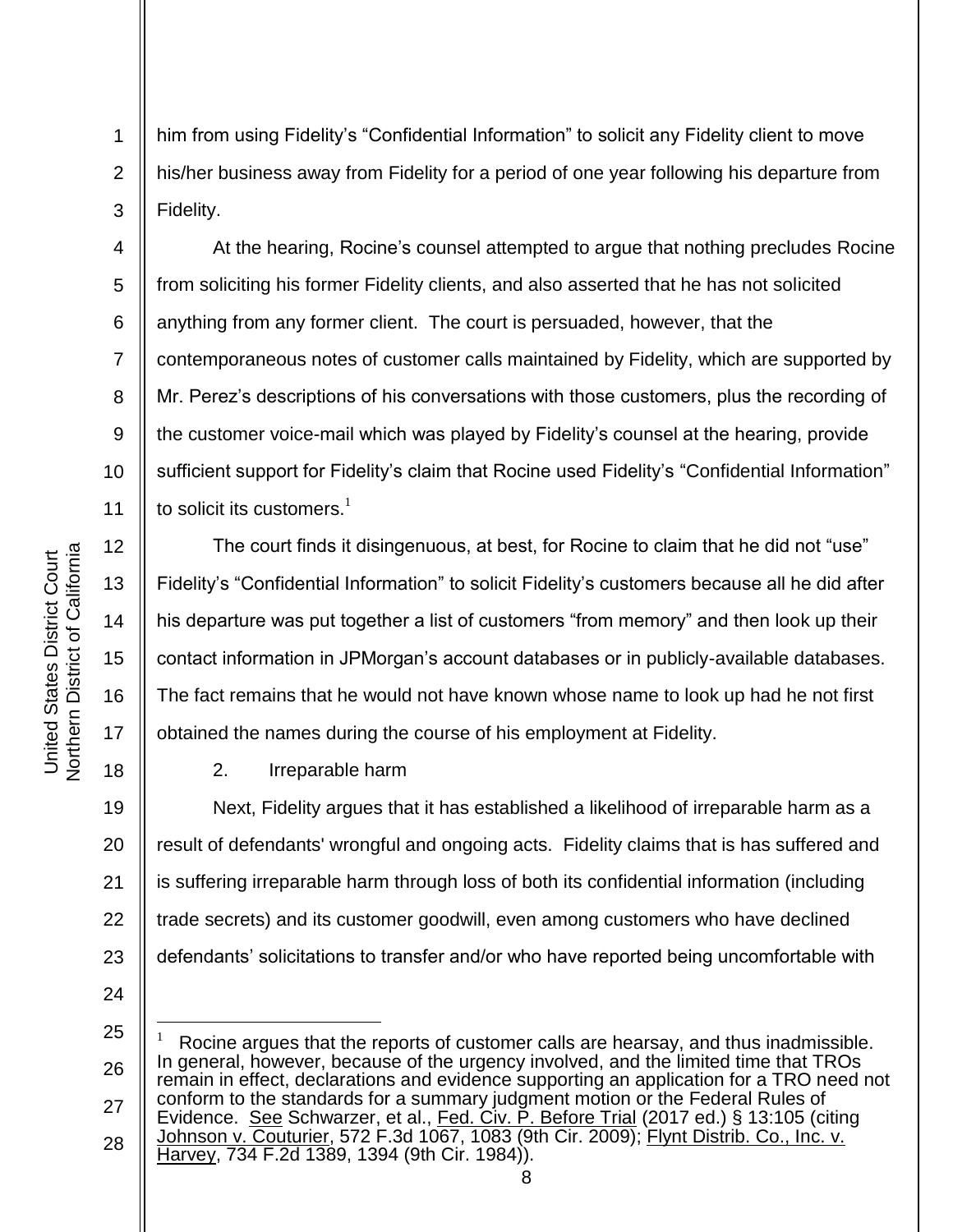him from using Fidelity's "Confidential Information" to solicit any Fidelity client to move his/her business away from Fidelity for a period of one year following his departure from Fidelity.

At the hearing, Rocine's counsel attempted to argue that nothing precludes Rocine from soliciting his former Fidelity clients, and also asserted that he has not solicited anything from any former client. The court is persuaded, however, that the contemporaneous notes of customer calls maintained by Fidelity, which are supported by Mr. Perez's descriptions of his conversations with those customers, plus the recording of the customer voice-mail which was played by Fidelity's counsel at the hearing, provide sufficient support for Fidelity's claim that Rocine used Fidelity's "Confidential Information" to solicit its customers.[1]

The court finds it disingenuous, at best, for Rocine to claim that he did not "use" Fidelity's "Confidential Information" to solicit Fidelity's customers because all he did after his departure was put together a list of customers "from memory" and then look up their contact information in JPMorgan's account databases or in publicly-available databases. The fact remains that he would not have known whose name to look up had he not first obtained the names during the course of his employment at Fidelity.

2. Irreparable harm

Next, Fidelity argues that it has established a likelihood of irreparable harm as a result of defendants' wrongful and ongoing acts. Fidelity claims that is has suffered and is suffering irreparable harm through loss of both its confidential information (including trade secrets) and its customer goodwill, even among customers who have declined defendants' solicitations to transfer and/or who have reported being uncomfortable with

---

[1] Rocine argues that the reports of customer calls are hearsay, and thus inadmissible. In general, however, because of the urgency involved, and the limited time that TROs remain in effect, declarations and evidence supporting an application for a TRO need not conform to the standards for a summary judgment motion or the Federal Rules of Evidence. See Schwarzer, et al., Fed. Civ. P. Before Trial (2017 ed.) § 13:105 (citing Johnson v. Couturier, 572 F.3d 1067, 1083 (9th Cir. 2009); Flynt Distrib. Co., Inc. v. Harvey, 734 F.2d 1389, 1394 (9th Cir. 1984)).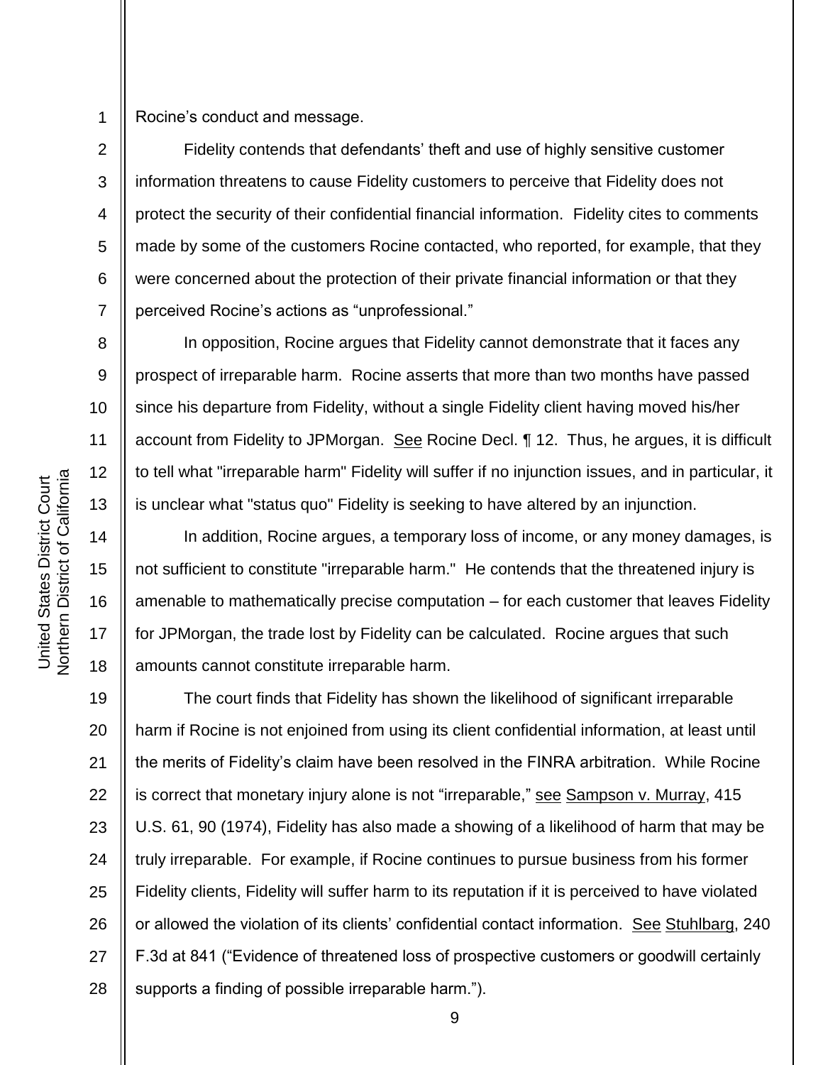Rocine's conduct and message.

Fidelity contends that defendants' theft and use of highly sensitive customer information threatens to cause Fidelity customers to perceive that Fidelity does not protect the security of their confidential financial information. Fidelity cites to comments made by some of the customers Rocine contacted, who reported, for example, that they were concerned about the protection of their private financial information or that they perceived Rocine's actions as "unprofessional."

In opposition, Rocine argues that Fidelity cannot demonstrate that it faces any prospect of irreparable harm. Rocine asserts that more than two months have passed since his departure from Fidelity, without a single Fidelity client having moved his/her account from Fidelity to JPMorgan. See Rocine Decl. ¶ 12. Thus, he argues, it is difficult to tell what "irreparable harm" Fidelity will suffer if no injunction issues, and in particular, it is unclear what "status quo" Fidelity is seeking to have altered by an injunction.

In addition, Rocine argues, a temporary loss of income, or any money damages, is not sufficient to constitute "irreparable harm." He contends that the threatened injury is amenable to mathematically precise computation – for each customer that leaves Fidelity for JPMorgan, the trade lost by Fidelity can be calculated. Rocine argues that such amounts cannot constitute irreparable harm.

The court finds that Fidelity has shown the likelihood of significant irreparable harm if Rocine is not enjoined from using its client confidential information, at least until the merits of Fidelity's claim have been resolved in the FINRA arbitration. While Rocine is correct that monetary injury alone is not "irreparable," see Sampson v. Murray, 415 U.S. 61, 90 (1974), Fidelity has also made a showing of a likelihood of harm that may be truly irreparable. For example, if Rocine continues to pursue business from his former Fidelity clients, Fidelity will suffer harm to its reputation if it is perceived to have violated or allowed the violation of its clients' confidential contact information. See Stuhlbarg, 240 F.3d at 841 ("Evidence of threatened loss of prospective customers or goodwill certainly supports a finding of possible irreparable harm.").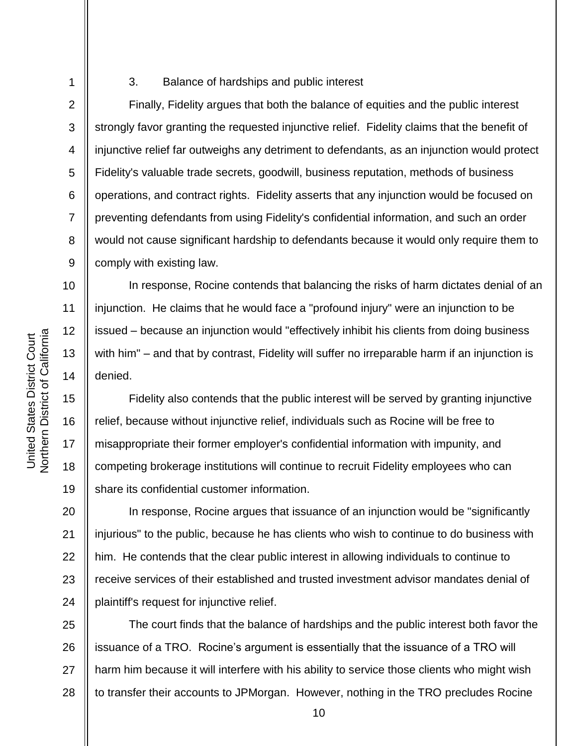### 3. Balance of hardships and public interest

Finally, Fidelity argues that both the balance of equities and the public interest strongly favor granting the requested injunctive relief. Fidelity claims that the benefit of injunctive relief far outweighs any detriment to defendants, as an injunction would protect Fidelity's valuable trade secrets, goodwill, business reputation, methods of business operations, and contract rights. Fidelity asserts that any injunction would be focused on preventing defendants from using Fidelity's confidential information, and such an order would not cause significant hardship to defendants because it would only require them to comply with existing law.

In response, Rocine contends that balancing the risks of harm dictates denial of an injunction. He claims that he would face a "profound injury" were an injunction to be issued – because an injunction would "effectively inhibit his clients from doing business with him" – and that by contrast, Fidelity will suffer no irreparable harm if an injunction is denied.

Fidelity also contends that the public interest will be served by granting injunctive relief, because without injunctive relief, individuals such as Rocine will be free to misappropriate their former employer's confidential information with impunity, and competing brokerage institutions will continue to recruit Fidelity employees who can share its confidential customer information.

In response, Rocine argues that issuance of an injunction would be "significantly injurious" to the public, because he has clients who wish to continue to do business with him. He contends that the clear public interest in allowing individuals to continue to receive services of their established and trusted investment advisor mandates denial of plaintiff's request for injunctive relief.

The court finds that the balance of hardships and the public interest both favor the issuance of a TRO. Rocine's argument is essentially that the issuance of a TRO will harm him because it will interfere with his ability to service those clients who might wish to transfer their accounts to JPMorgan. However, nothing in the TRO precludes Rocine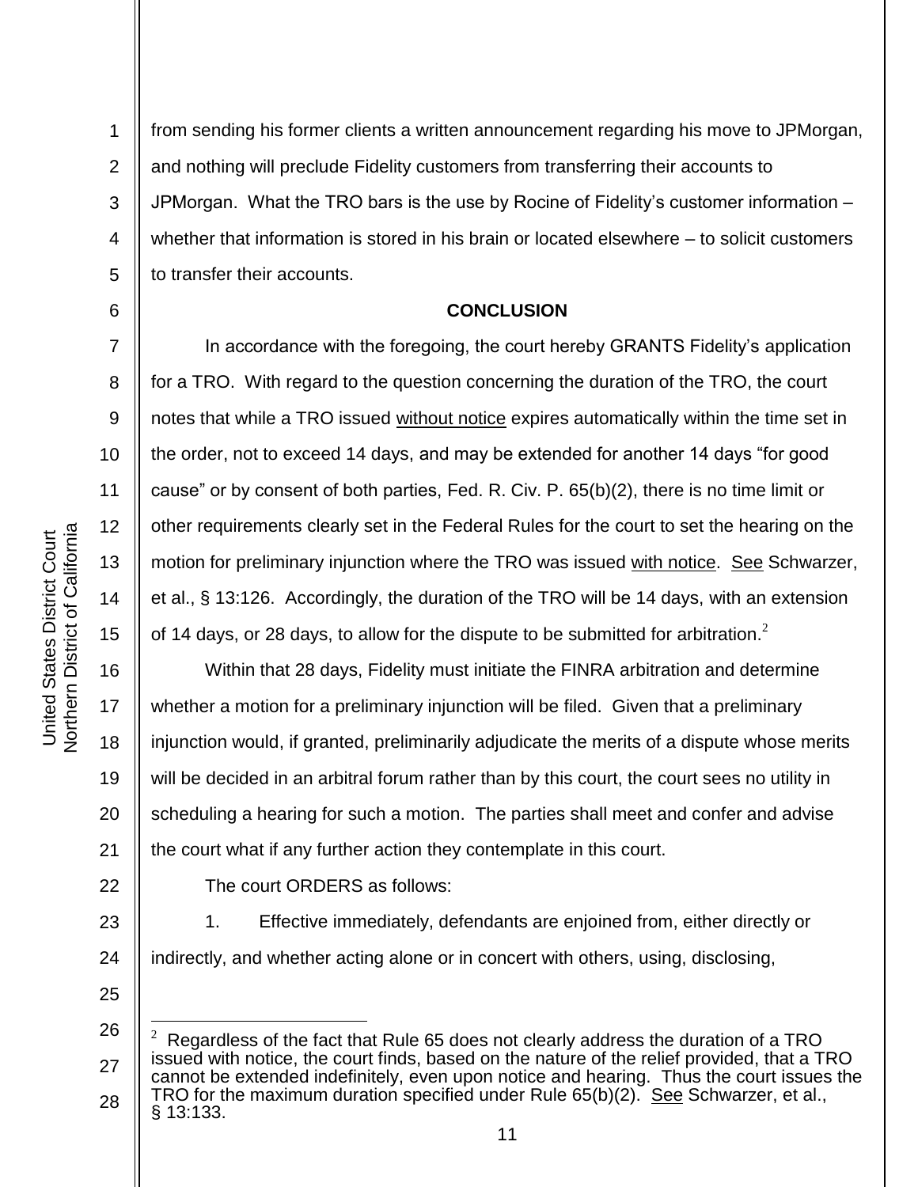from sending his former clients a written announcement regarding his move to JPMorgan, and nothing will preclude Fidelity customers from transferring their accounts to JPMorgan. What the TRO bars is the use by Rocine of Fidelity's customer information – whether that information is stored in his brain or located elsewhere – to solicit customers to transfer their accounts.

**CONCLUSION**

In accordance with the foregoing, the court hereby GRANTS Fidelity's application for a TRO. With regard to the question concerning the duration of the TRO, the court notes that while a TRO issued without notice expires automatically within the time set in the order, not to exceed 14 days, and may be extended for another 14 days "for good cause" or by consent of both parties, Fed. R. Civ. P. 65(b)(2), there is no time limit or other requirements clearly set in the Federal Rules for the court to set the hearing on the motion for preliminary injunction where the TRO was issued with notice. See Schwarzer, et al., § 13:126. Accordingly, the duration of the TRO will be 14 days, with an extension of 14 days, or 28 days, to allow for the dispute to be submitted for arbitration.[2]

Within that 28 days, Fidelity must initiate the FINRA arbitration and determine whether a motion for a preliminary injunction will be filed. Given that a preliminary injunction would, if granted, preliminarily adjudicate the merits of a dispute whose merits will be decided in an arbitral forum rather than by this court, the court sees no utility in scheduling a hearing for such a motion. The parties shall meet and confer and advise the court what if any further action they contemplate in this court.

The court ORDERS as follows:

1. Effective immediately, defendants are enjoined from, either directly or indirectly, and whether acting alone or in concert with others, using, disclosing,

---

[2] Regardless of the fact that Rule 65 does not clearly address the duration of a TRO issued with notice, the court finds, based on the nature of the relief provided, that a TRO cannot be extended indefinitely, even upon notice and hearing. Thus the court issues the TRO for the maximum duration specified under Rule 65(b)(2). See Schwarzer, et al., § 13:133.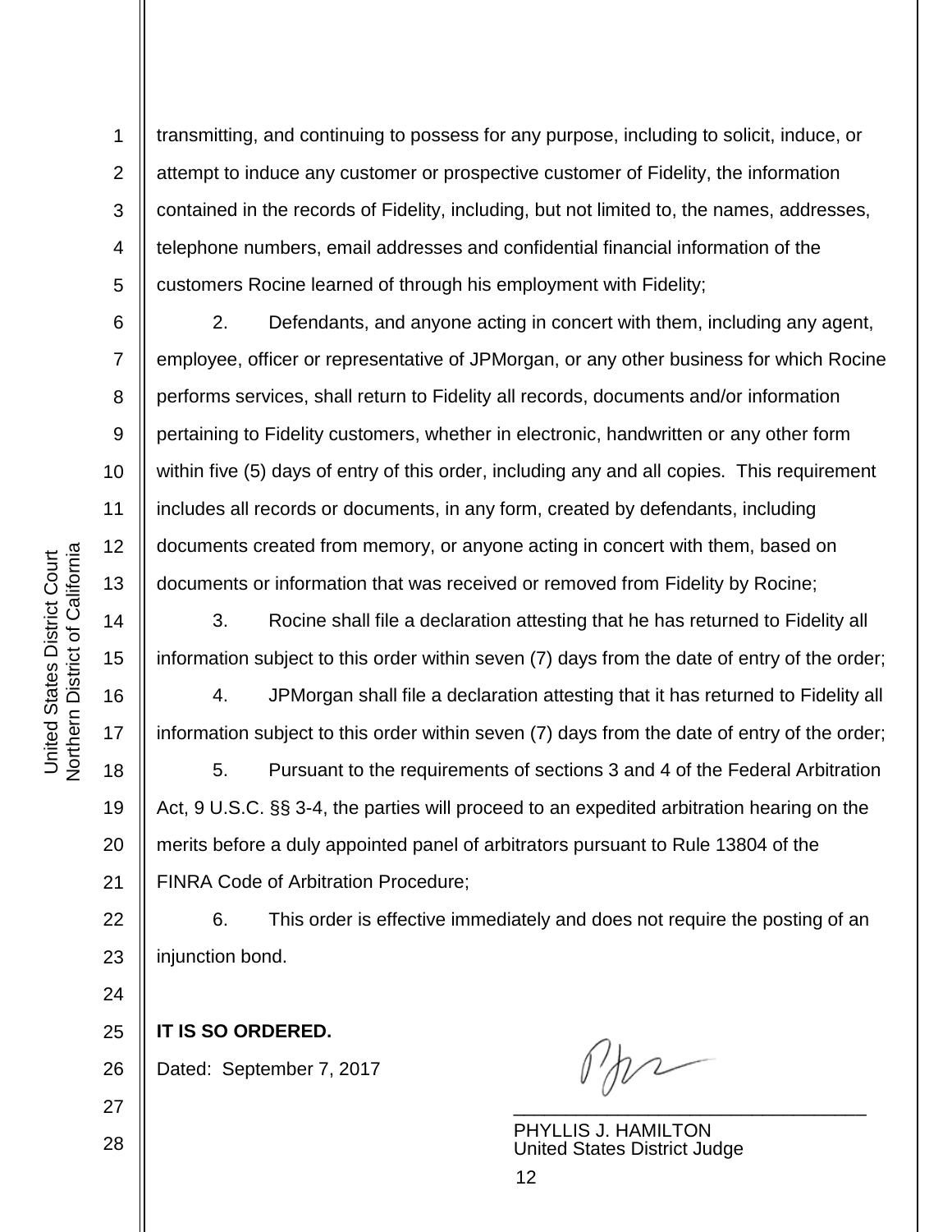transmitting, and continuing to possess for any purpose, including to solicit, induce, or attempt to induce any customer or prospective customer of Fidelity, the information contained in the records of Fidelity, including, but not limited to, the names, addresses, telephone numbers, email addresses and confidential financial information of the customers Rocine learned of through his employment with Fidelity;

2. Defendants, and anyone acting in concert with them, including any agent, employee, officer or representative of JPMorgan, or any other business for which Rocine performs services, shall return to Fidelity all records, documents and/or information pertaining to Fidelity customers, whether in electronic, handwritten or any other form within five (5) days of entry of this order, including any and all copies. This requirement includes all records or documents, in any form, created by defendants, including documents created from memory, or anyone acting in concert with them, based on documents or information that was received or removed from Fidelity by Rocine;

3. Rocine shall file a declaration attesting that he has returned to Fidelity all information subject to this order within seven (7) days from the date of entry of the order;

4. JPMorgan shall file a declaration attesting that it has returned to Fidelity all information subject to this order within seven (7) days from the date of entry of the order;

5. Pursuant to the requirements of sections 3 and 4 of the Federal Arbitration Act, 9 U.S.C. §§ 3-4, the parties will proceed to an expedited arbitration hearing on the merits before a duly appointed panel of arbitrators pursuant to Rule 13804 of the FINRA Code of Arbitration Procedure;

6. This order is effective immediately and does not require the posting of an injunction bond.

**IT IS SO ORDERED.**

Dated: September 7, 2017

PHYLLIS J. HAMILTON
United States District Judge